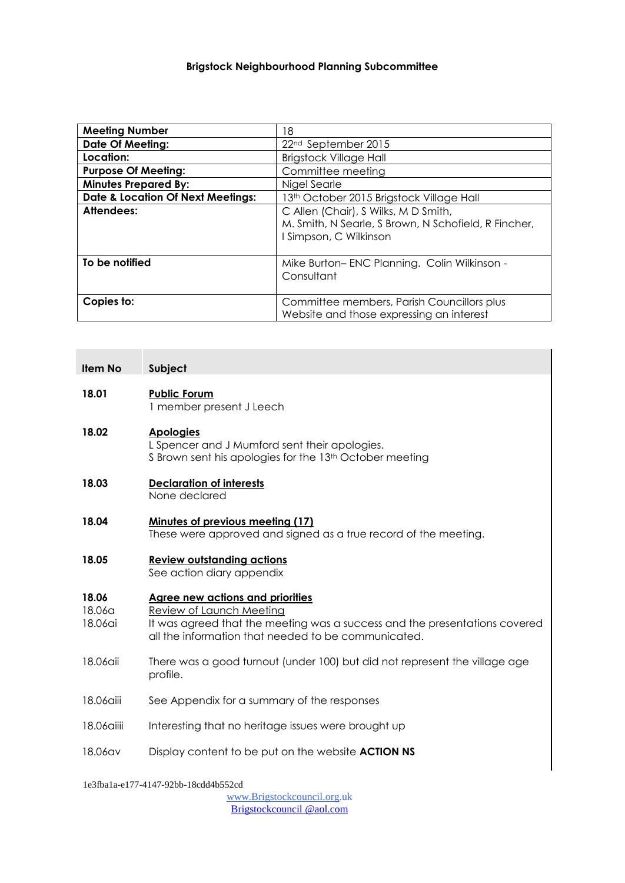# Brigstock Neighbourhood Planning Subcommittee

| | |
|---|---|
| **Meeting Number** | 18 |
| **Date Of Meeting:** | 22nd September 2015 |
| **Location:** | Brigstock Village Hall |
| **Purpose Of Meeting:** | Committee meeting |
| **Minutes Prepared By:** | Nigel Searle |
| **Date & Location Of Next Meetings:** | 13th October 2015 Brigstock Village Hall |
| **Attendees:** | C Allen (Chair), S Wilks, M D Smith, M. Smith, N Searle, S Brown, N Schofield, R Fincher, I Simpson, C Wilkinson |
| **To be notified** | Mike Burton– ENC Planning. Colin Wilkinson - Consultant |
| **Copies to:** | Committee members, Parish Councillors plus Website and those expressing an interest |

| Item No | Subject |
|---|---|
| **18.01** | **Public Forum**<br>1 member present J Leech |
| **18.02** | **Apologies**<br>L Spencer and J Mumford sent their apologies.<br>S Brown sent his apologies for the 13th October meeting |
| **18.03** | **Declaration of interests**<br>None declared |
| **18.04** | **Minutes of previous meeting (17)**<br>These were approved and signed as a true record of the meeting. |
| **18.05** | **Review outstanding actions**<br>See action diary appendix |
| **18.06** | **Agree new actions and priorities** |
| 18.06a | Review of Launch Meeting |
| 18.06ai | It was agreed that the meeting was a success and the presentations covered all the information that needed to be communicated. |
| 18.06aii | There was a good turnout (under 100) but did not represent the village age profile. |
| 18.06aiii | See Appendix for a summary of the responses |
| 18.06aiiii | Interesting that no heritage issues were brought up |
| 18.06av | Display content to be put on the website **ACTION NS** |

1e3fba1a-e177-4147-92bb-18cdd4b552cd

www.Brigstockcouncil.org.uk
Brigstockcouncil @aol.com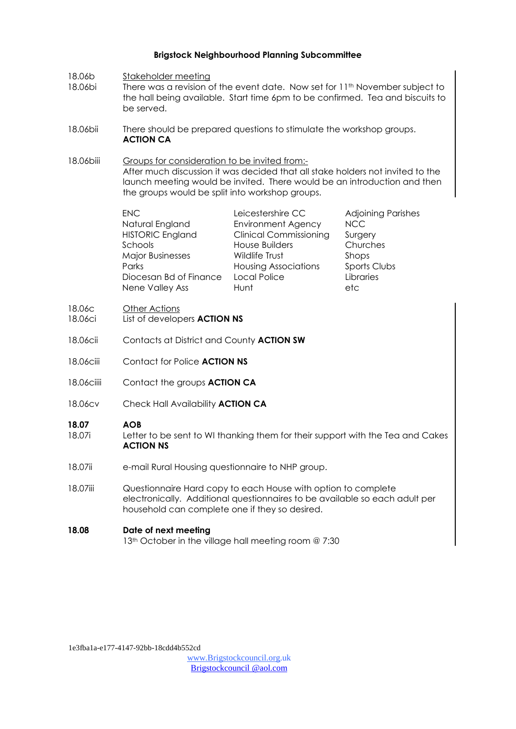**Brigstock Neighbourhood Planning Subcommittee**

18.06b Stakeholder meeting

18.06bi There was a revision of the event date. Now set for 11th November subject to the hall being available. Start time 6pm to be confirmed. Tea and biscuits to be served.

18.06bii There should be prepared questions to stimulate the workshop groups. **ACTION CA**

18.06biii Groups for consideration to be invited from:-
After much discussion it was decided that all stake holders not invited to the launch meeting would be invited. There would be an introduction and then the groups would be split into workshop groups.

| | | |
|---|---|---|
| ENC | Leicestershire CC | Adjoining Parishes |
| Natural England | Environment Agency | NCC |
| HISTORIC England | Clinical Commissioning | Surgery |
| Schools | House Builders | Churches |
| Major Businesses | Wildlife Trust | Shops |
| Parks | Housing Associations | Sports Clubs |
| Diocesan Bd of Finance | Local Police | Libraries |
| Nene Valley Ass | Hunt | etc |

18.06c Other Actions

18.06ci List of developers **ACTION NS**

18.06cii Contacts at District and County **ACTION SW**

18.06ciii Contact for Police **ACTION NS**

18.06ciiii Contact the groups **ACTION CA**

18.06cv Check Hall Availability **ACTION CA**

**18.07 AOB**

18.07i Letter to be sent to WI thanking them for their support with the Tea and Cakes **ACTION NS**

18.07ii e-mail Rural Housing questionnaire to NHP group.

18.07iii Questionnaire Hard copy to each House with option to complete electronically. Additional questionnaires to be available so each adult per household can complete one if they so desired.

**18.08 Date of next meeting**

13th October in the village hall meeting room @ 7:30

1e3fba1a-e177-4147-92bb-18cdd4b552cd

www.Brigstockcouncil.org.uk
Brigstockcouncil @aol.com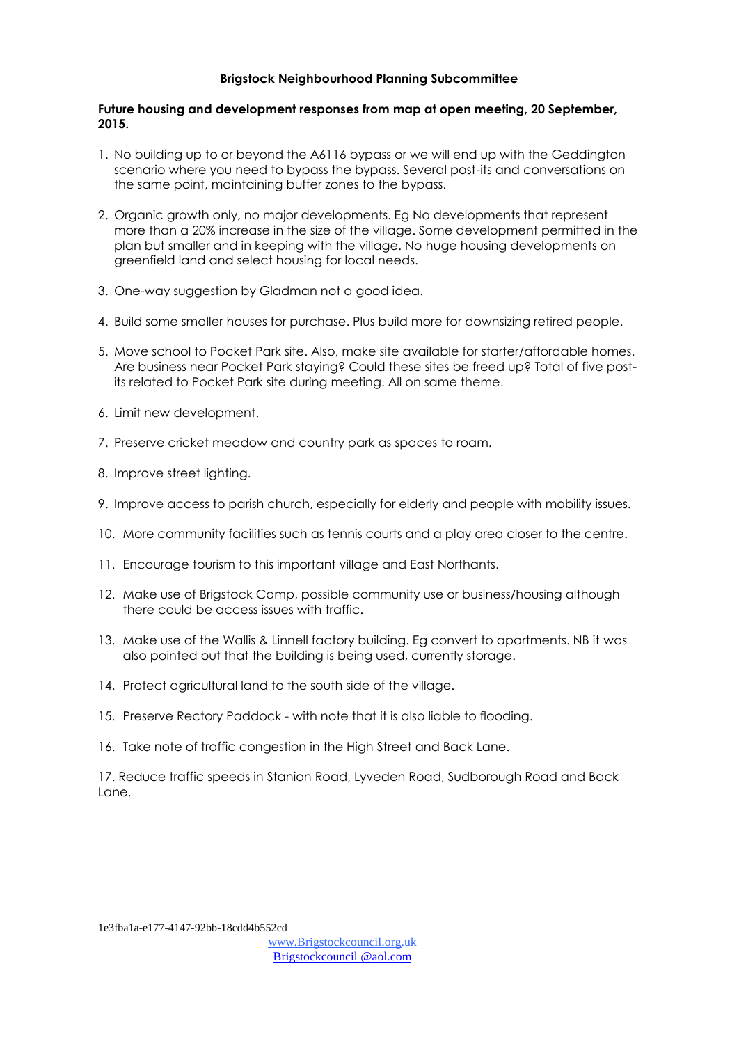**Brigstock Neighbourhood Planning Subcommittee**

**Future housing and development responses from map at open meeting, 20 September, 2015.**

1. No building up to or beyond the A6116 bypass or we will end up with the Geddington scenario where you need to bypass the bypass. Several post-its and conversations on the same point, maintaining buffer zones to the bypass.

2. Organic growth only, no major developments. Eg No developments that represent more than a 20% increase in the size of the village. Some development permitted in the plan but smaller and in keeping with the village. No huge housing developments on greenfield land and select housing for local needs.

3. One-way suggestion by Gladman not a good idea.

4. Build some smaller houses for purchase. Plus build more for downsizing retired people.

5. Move school to Pocket Park site. Also, make site available for starter/affordable homes. Are business near Pocket Park staying? Could these sites be freed up? Total of five post-its related to Pocket Park site during meeting. All on same theme.

6. Limit new development.

7. Preserve cricket meadow and country park as spaces to roam.

8. Improve street lighting.

9. Improve access to parish church, especially for elderly and people with mobility issues.

10. More community facilities such as tennis courts and a play area closer to the centre.

11. Encourage tourism to this important village and East Northants.

12. Make use of Brigstock Camp, possible community use or business/housing although there could be access issues with traffic.

13. Make use of the Wallis & Linnell factory building. Eg convert to apartments. NB it was also pointed out that the building is being used, currently storage.

14. Protect agricultural land to the south side of the village.

15. Preserve Rectory Paddock - with note that it is also liable to flooding.

16. Take note of traffic congestion in the High Street and Back Lane.

17. Reduce traffic speeds in Stanion Road, Lyveden Road, Sudborough Road and Back Lane.

1e3fba1a-e177-4147-92bb-18cdd4b552cd

www.Brigstockcouncil.org.uk
Brigstockcouncil @aol.com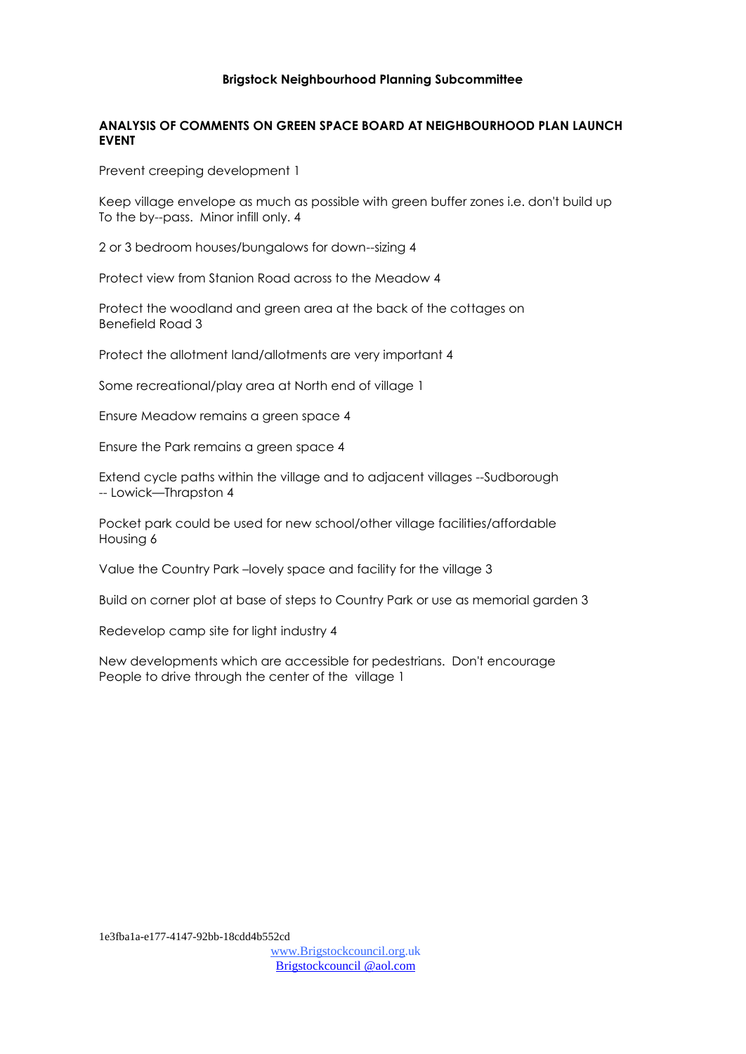**Brigstock Neighbourhood Planning Subcommittee**

**ANALYSIS OF COMMENTS ON GREEN SPACE BOARD AT NEIGHBOURHOOD PLAN LAUNCH EVENT**

Prevent creeping development 1

Keep village envelope as much as possible with green buffer zones i.e. don't build up To the by--pass. Minor infill only. 4

2 or 3 bedroom houses/bungalows for down--sizing 4

Protect view from Stanion Road across to the Meadow 4

Protect the woodland and green area at the back of the cottages on Benefield Road 3

Protect the allotment land/allotments are very important 4

Some recreational/play area at North end of village 1

Ensure Meadow remains a green space 4

Ensure the Park remains a green space 4

Extend cycle paths within the village and to adjacent villages --Sudborough -- Lowick—Thrapston 4

Pocket park could be used for new school/other village facilities/affordable Housing 6

Value the Country Park –lovely space and facility for the village 3

Build on corner plot at base of steps to Country Park or use as memorial garden 3

Redevelop camp site for light industry 4

New developments which are accessible for pedestrians. Don't encourage People to drive through the center of the village 1

1e3fba1a-e177-4147-92bb-18cdd4b552cd

www.Brigstockcouncil.org.uk

Brigstockcouncil @aol.com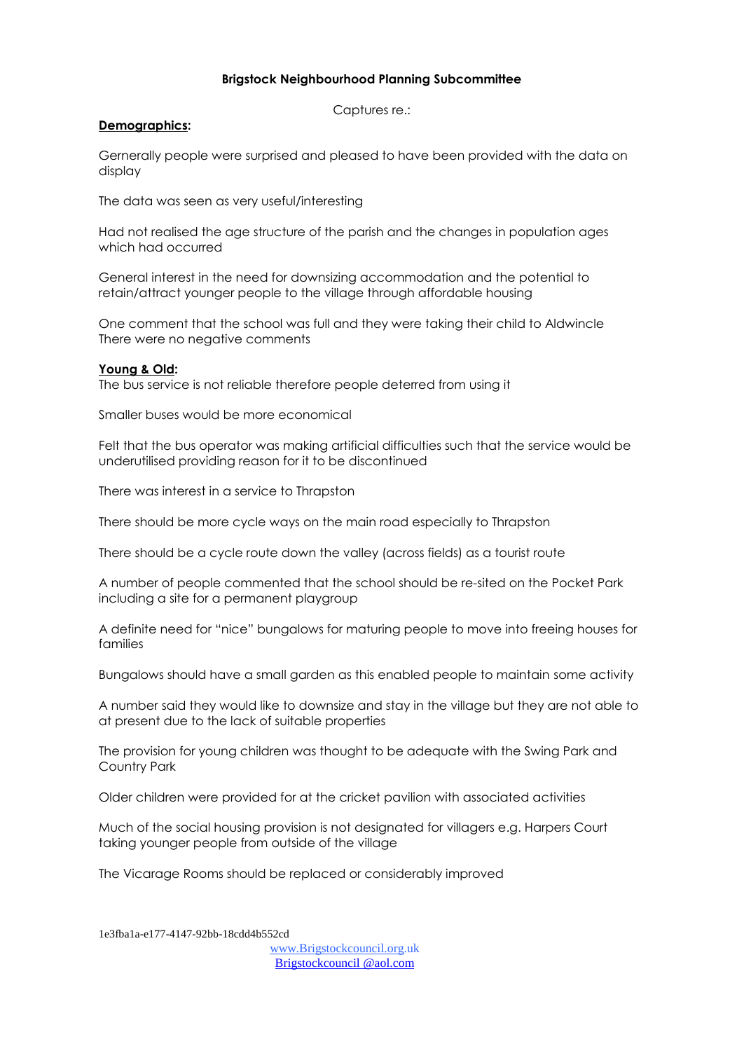**Brigstock Neighbourhood Planning Subcommittee**

Captures re.:

**Demographics:**

Gernerally people were surprised and pleased to have been provided with the data on display

The data was seen as very useful/interesting

Had not realised the age structure of the parish and the changes in population ages which had occurred

General interest in the need for downsizing accommodation and the potential to retain/attract younger people to the village through affordable housing

One comment that the school was full and they were taking their child to Aldwincle
There were no negative comments

**Young & Old:**
The bus service is not reliable therefore people deterred from using it

Smaller buses would be more economical

Felt that the bus operator was making artificial difficulties such that the service would be underutilised providing reason for it to be discontinued

There was interest in a service to Thrapston

There should be more cycle ways on the main road especially to Thrapston

There should be a cycle route down the valley (across fields) as a tourist route

A number of people commented that the school should be re-sited on the Pocket Park including a site for a permanent playgroup

A definite need for "nice" bungalows for maturing people to move into freeing houses for families

Bungalows should have a small garden as this enabled people to maintain some activity

A number said they would like to downsize and stay in the village but they are not able to at present due to the lack of suitable properties

The provision for young children was thought to be adequate with the Swing Park and Country Park

Older children were provided for at the cricket pavilion with associated activities

Much of the social housing provision is not designated for villagers e.g. Harpers Court taking younger people from outside of the village

The Vicarage Rooms should be replaced or considerably improved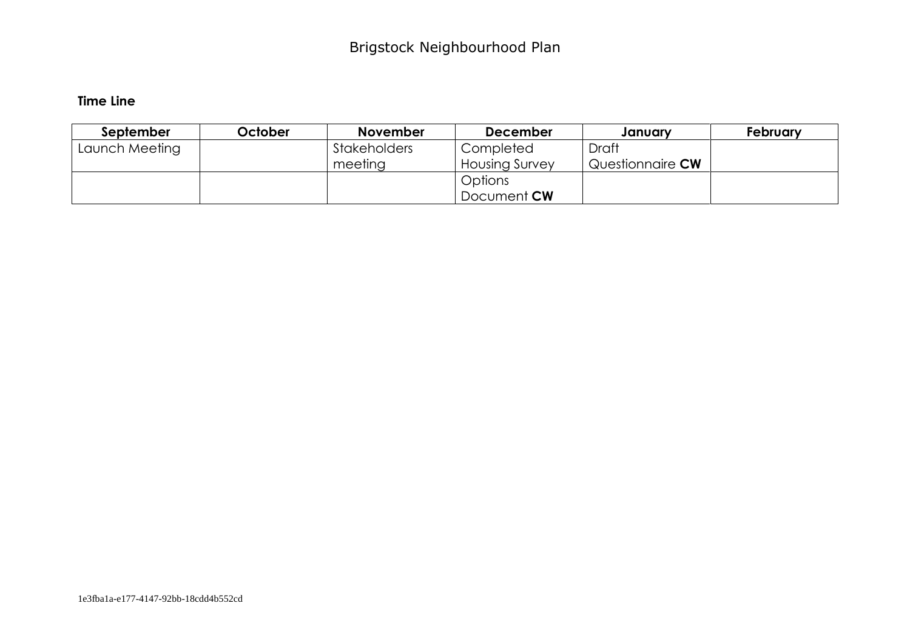# Brigstock Neighbourhood Plan

**Time Line**

| **September** | **October** | **November** | **December** | **January** | **February** |
|---|---|---|---|---|---|
| Launch Meeting | | Stakeholders meeting | Completed Housing Survey | Draft Questionnaire **CW** | |
| | | | Options Document **CW** | | |

1e3fba1a-e177-4147-92bb-18cdd4b552cd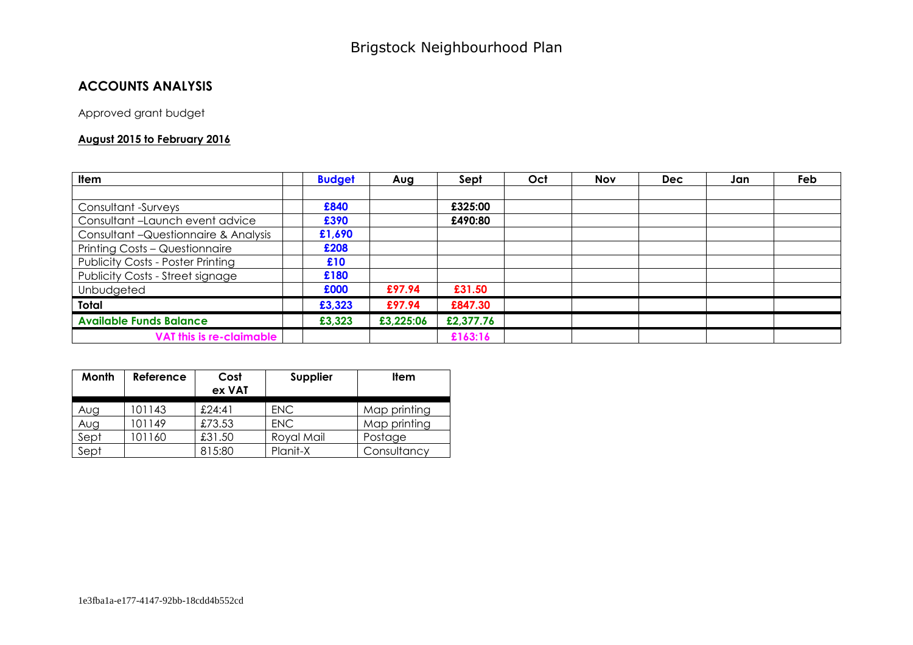# Brigstock Neighbourhood Plan

## ACCOUNTS ANALYSIS

Approved grant budget

**August 2015 to February 2016**

| Item | | Budget | Aug | Sept | Oct | Nov | Dec | Jan | Feb |
|---|---|---|---|---|---|---|---|---|---|
| | | | | | | | | | |
| Consultant -Surveys | | **£840** | | **£325:00** | | | | | |
| Consultant –Launch event advice | | **£390** | | **£490:80** | | | | | |
| Consultant –Questionnaire & Analysis | | **£1,690** | | | | | | | |
| Printing Costs – Questionnaire | | **£208** | | | | | | | |
| Publicity Costs - Poster Printing | | **£10** | | | | | | | |
| Publicity Costs - Street signage | | **£180** | | | | | | | |
| Unbudgeted | | **£000** | **£97.94** | **£31.50** | | | | | |
| **Total** | | **£3,323** | **£97.94** | **£847.30** | | | | | |
| **Available Funds Balance** | | **£3,323** | **£3,225:06** | **£2,377.76** | | | | | |
| **VAT this is re-claimable** | | | | **£163:16** | | | | | |

| Month | Reference | Cost ex VAT | Supplier | Item |
|---|---|---|---|---|
| Aug | 101143 | £24:41 | ENC | Map printing |
| Aug | 101149 | £73.53 | ENC | Map printing |
| Sept | 101160 | £31.50 | Royal Mail | Postage |
| Sept | | 815:80 | Planit-X | Consultancy |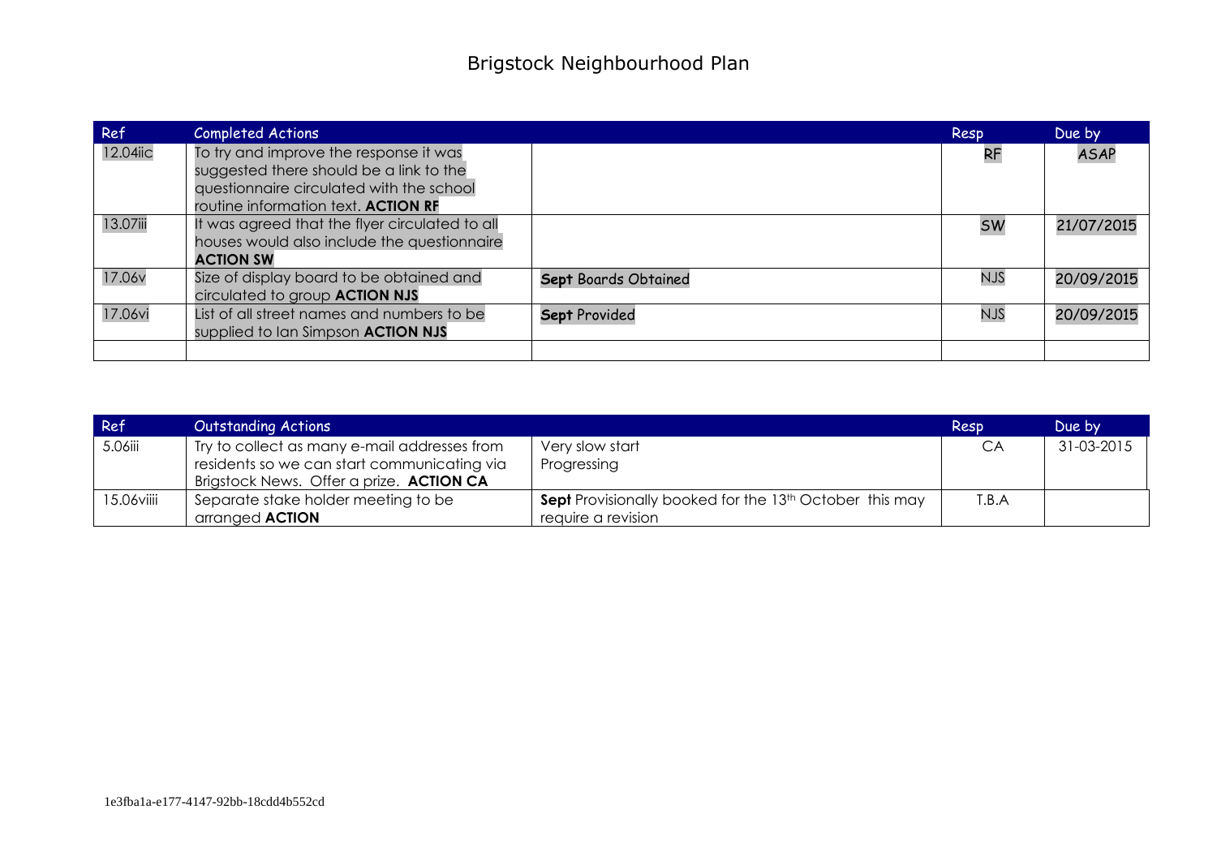# Brigstock Neighbourhood Plan

| Ref | Completed Actions | | Resp | Due by |
|---|---|---|---|---|
| 12.04iic | To try and improve the response it was suggested there should be a link to the questionnaire circulated with the school routine information text. **ACTION RF** | | RF | ASAP |
| 13.07iii | It was agreed that the flyer circulated to all houses would also include the questionnaire **ACTION SW** | | SW | 21/07/2015 |
| 17.06v | Size of display board to be obtained and circulated to group **ACTION NJS** | **Sept** Boards Obtained | NJS | 20/09/2015 |
| 17.06vi | List of all street names and numbers to be supplied to Ian Simpson **ACTION NJS** | **Sept** Provided | NJS | 20/09/2015 |
| | | | | |

| Ref | Outstanding Actions | | Resp | Due by |
|---|---|---|---|---|
| 5.06iii | Try to collect as many e-mail addresses from residents so we can start communicating via Brigstock News. Offer a prize. **ACTION CA** | Very slow start<br>Progressing | CA | 31-03-2015 |
| 15.06viiii | Separate stake holder meeting to be arranged **ACTION** | **Sept** Provisionally booked for the 13th October this may require a revision | T.B.A | |

1e3fba1a-e177-4147-92bb-18cdd4b552cd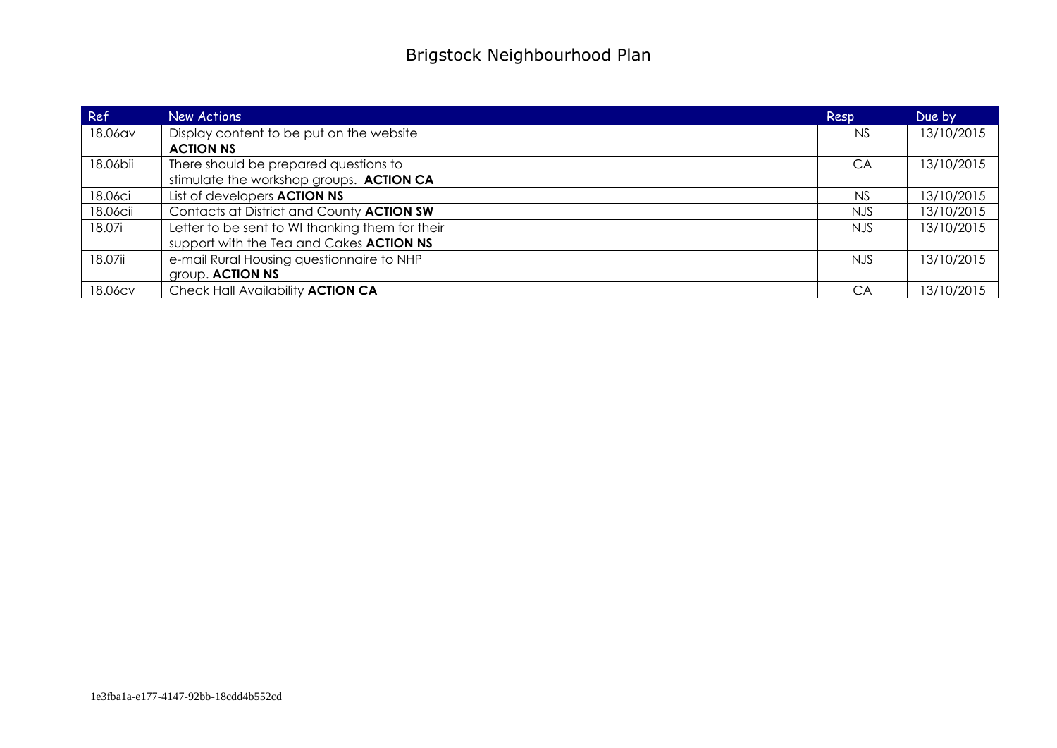# Brigstock Neighbourhood Plan

| Ref | New Actions | | Resp | Due by |
|---|---|---|---|---|
| 18.06av | Display content to be put on the website **ACTION NS** | | NS | 13/10/2015 |
| 18.06bii | There should be prepared questions to stimulate the workshop groups. **ACTION CA** | | CA | 13/10/2015 |
| 18.06ci | List of developers **ACTION NS** | | NS | 13/10/2015 |
| 18.06cii | Contacts at District and County **ACTION SW** | | NJS | 13/10/2015 |
| 18.07i | Letter to be sent to WI thanking them for their support with the Tea and Cakes **ACTION NS** | | NJS | 13/10/2015 |
| 18.07ii | e-mail Rural Housing questionnaire to NHP group. **ACTION NS** | | NJS | 13/10/2015 |
| 18.06cv | Check Hall Availability **ACTION CA** | | CA | 13/10/2015 |

1e3fba1a-e177-4147-92bb-18cdd4b552cd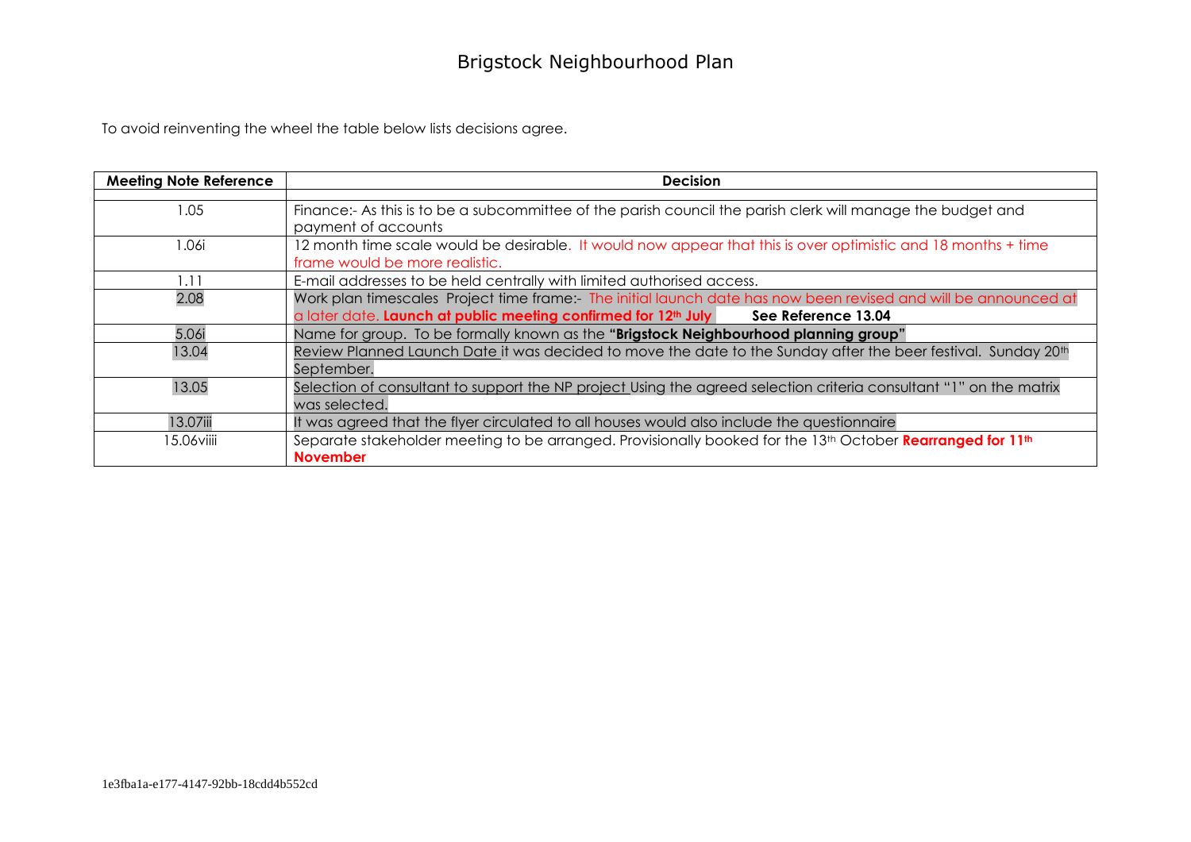# Brigstock Neighbourhood Plan

To avoid reinventing the wheel the table below lists decisions agree.

| Meeting Note Reference | Decision |
|---|---|
| | |
| 1.05 | Finance:- As this is to be a subcommittee of the parish council the parish clerk will manage the budget and payment of accounts |
| 1.06i | 12 month time scale would be desirable. It would now appear that this is over optimistic and 18 months + time frame would be more realistic. |
| 1.11 | E-mail addresses to be held centrally with limited authorised access. |
| 2.08 | Work plan timescales Project time frame:- The initial launch date has now been revised and will be announced at a later date. **Launch at public meeting confirmed for 12th July** **See Reference 13.04** |
| 5.06i | Name for group. To be formally known as the **"Brigstock Neighbourhood planning group"** |
| 13.04 | Review Planned Launch Date it was decided to move the date to the Sunday after the beer festival. Sunday 20th September. |
| 13.05 | Selection of consultant to support the NP project Using the agreed selection criteria consultant "1" on the matrix was selected. |
| 13.07iii | It was agreed that the flyer circulated to all houses would also include the questionnaire |
| 15.06viiii | Separate stakeholder meeting to be arranged. Provisionally booked for the 13th October **Rearranged for 11th November** |

1e3fba1a-e177-4147-92bb-18cdd4b552cd